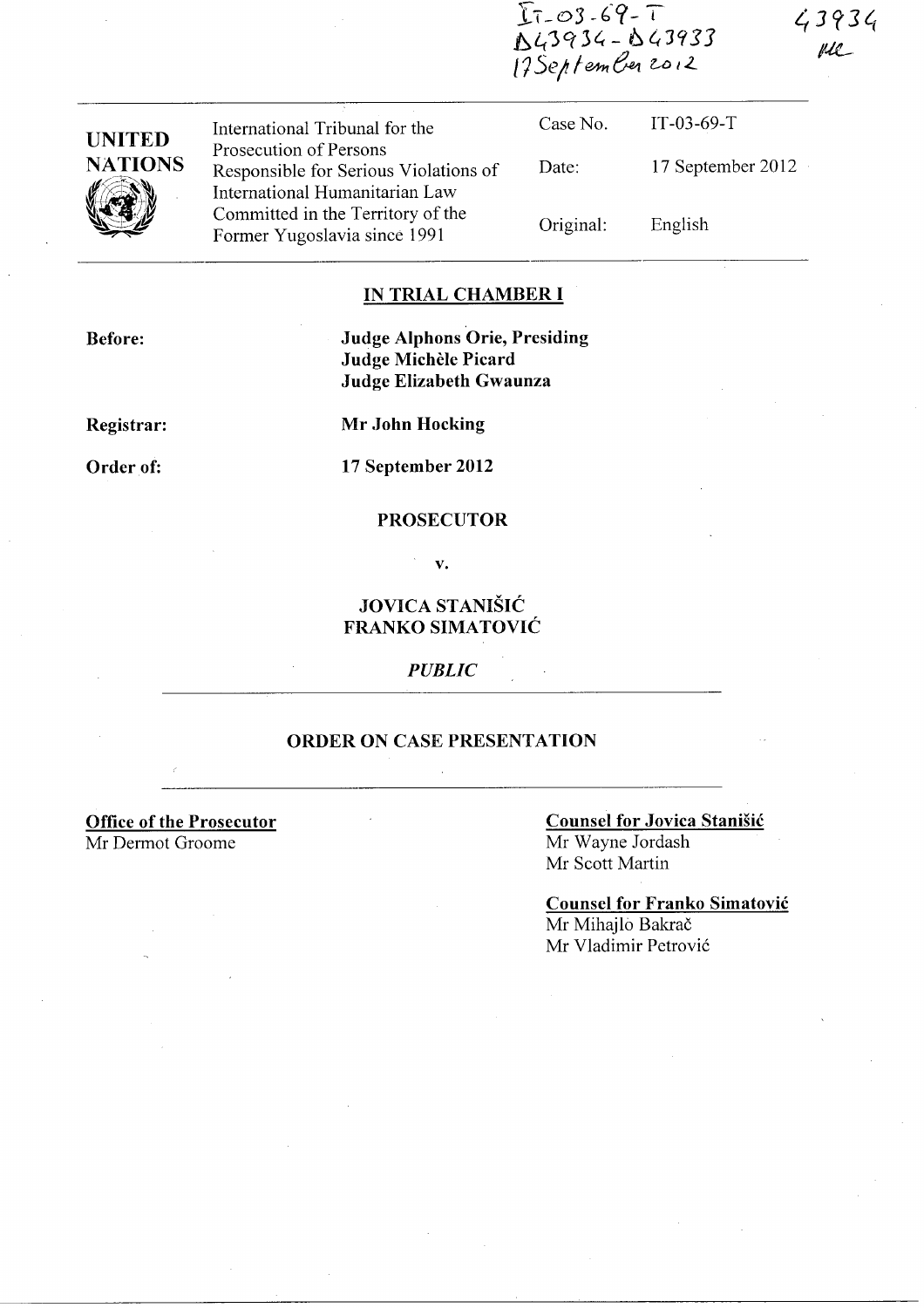IT-03-69-T
D43934 - D43933
17 September 2012

43934
MC

| UNITED NATIONS | International Tribunal for the Prosecution of Persons Responsible for Serious Violations of International Humanitarian Law Committed in the Territory of the Former Yugoslavia since 1991 | Case No. | IT-03-69-T |
|---|---|---|---|
| | | Date: | 17 September 2012 |
| | | Original: | English |

**IN TRIAL CHAMBER I**

**Before:** **Judge Alphons Orie, Presiding**
**Judge Michèle Picard**
**Judge Elizabeth Gwaunza**

**Registrar:** **Mr John Hocking**

**Order of:** **17 September 2012**

**PROSECUTOR**

**v.**

**JOVICA STANIŠIĆ**
**FRANKO SIMATOVIĆ**

***PUBLIC***

**ORDER ON CASE PRESENTATION**

**Office of the Prosecutor**
Mr Dermot Groome

**Counsel for Jovica Stanišić**
Mr Wayne Jordash
Mr Scott Martin

**Counsel for Franko Simatović**
Mr Mihajlo Bakrač
Mr Vladimir Petrović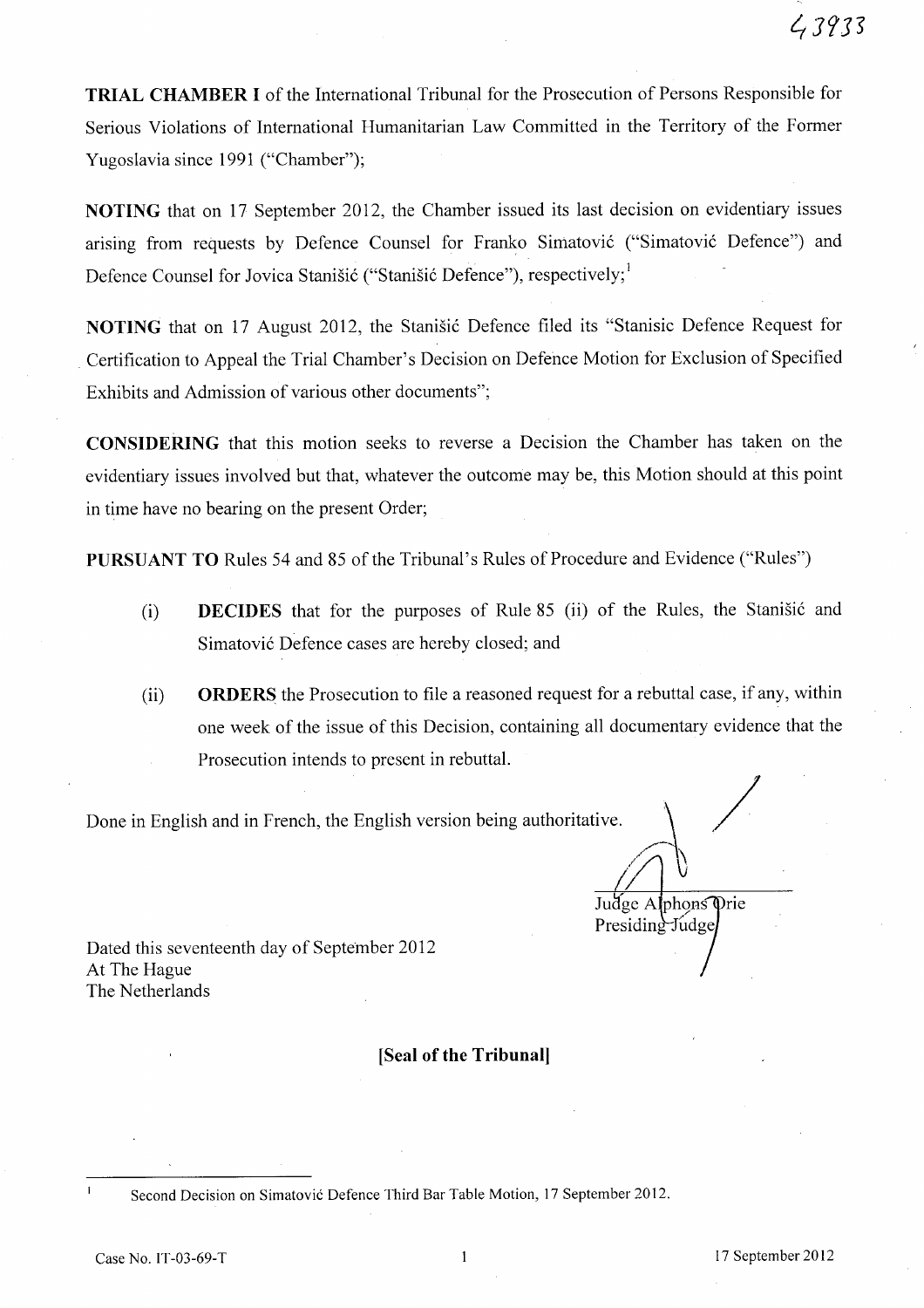**TRIAL CHAMBER I** of the International Tribunal for the Prosecution of Persons Responsible for Serious Violations of International Humanitarian Law Committed in the Territory of the Former Yugoslavia since 1991 ("Chamber");

**NOTING** that on 17 September 2012, the Chamber issued its last decision on evidentiary issues arising from requests by Defence Counsel for Franko Simatović ("Simatović Defence") and Defence Counsel for Jovica Stanišić ("Stanišić Defence"), respectively;[1]

**NOTING** that on 17 August 2012, the Stanišić Defence filed its "Stanisic Defence Request for Certification to Appeal the Trial Chamber's Decision on Defence Motion for Exclusion of Specified Exhibits and Admission of various other documents";

**CONSIDERING** that this motion seeks to reverse a Decision the Chamber has taken on the evidentiary issues involved but that, whatever the outcome may be, this Motion should at this point in time have no bearing on the present Order;

**PURSUANT TO** Rules 54 and 85 of the Tribunal's Rules of Procedure and Evidence ("Rules")

(i) **DECIDES** that for the purposes of Rule 85 (ii) of the Rules, the Stanišić and Simatović Defence cases are hereby closed; and

(ii) **ORDERS** the Prosecution to file a reasoned request for a rebuttal case, if any, within one week of the issue of this Decision, containing all documentary evidence that the Prosecution intends to present in rebuttal.

Done in English and in French, the English version being authoritative.

Judge Alphons Orie
Presiding Judge

Dated this seventeenth day of September 2012
At The Hague
The Netherlands

**[Seal of the Tribunal]**

---

[1] Second Decision on Simatović Defence Third Bar Table Motion, 17 September 2012.